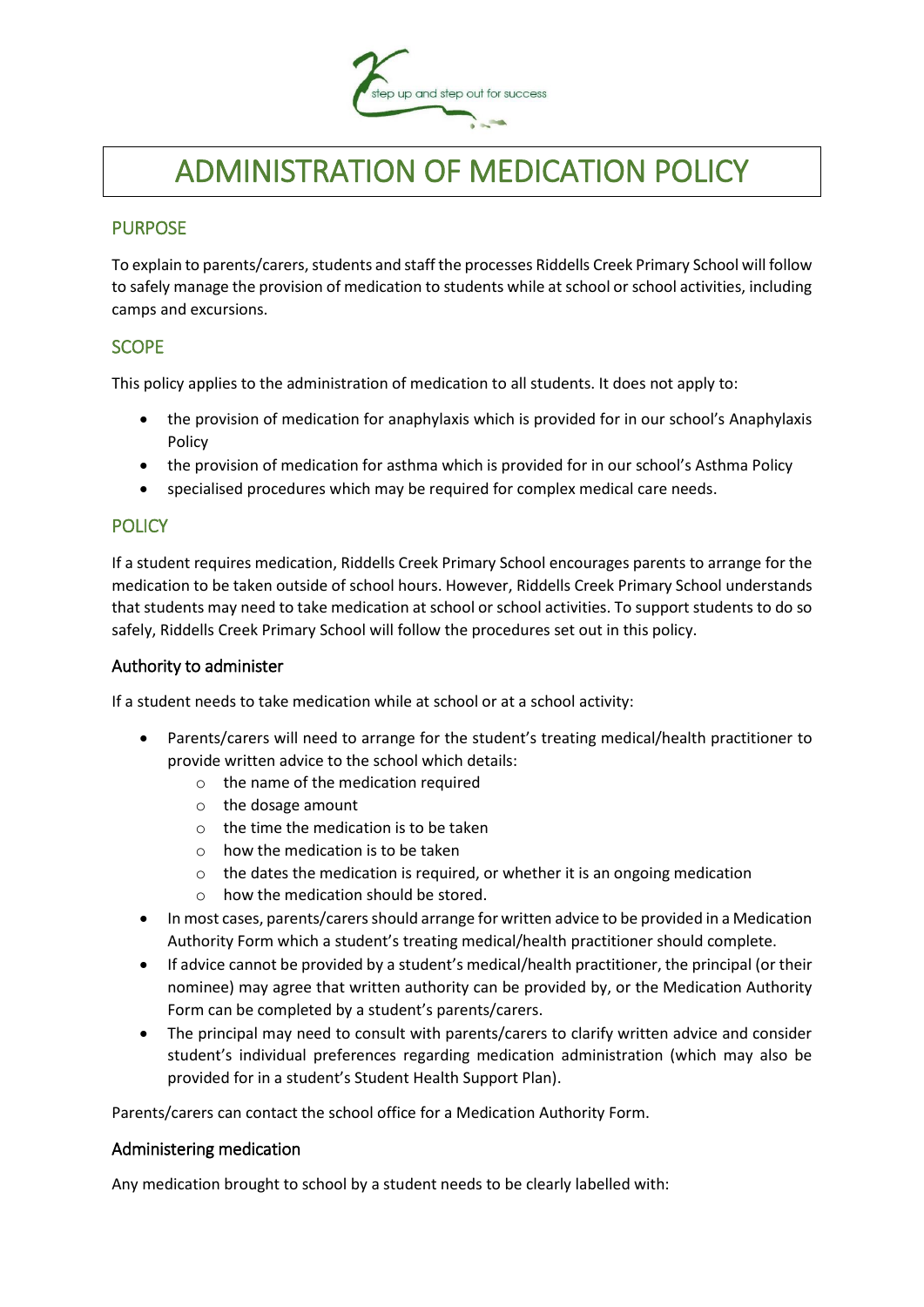step up and step out for success

# ADMINISTRATION OF MEDICATION POLICY

## PURPOSE

To explain to parents/carers, students and staff the processes Riddells Creek Primary School will follow to safely manage the provision of medication to students while at school or school activities, including camps and excursions.

## SCOPE

This policy applies to the administration of medication to all students. It does not apply to:

- the provision of medication for anaphylaxis which is provided for in our school's Anaphylaxis Policy
- the provision of medication for asthma which is provided for in our school's Asthma Policy
- specialised procedures which may be required for complex medical care needs.

## POLICY

If a student requires medication, Riddells Creek Primary School encourages parents to arrange for the medication to be taken outside of school hours. However, Riddells Creek Primary School understands that students may need to take medication at school or school activities. To support students to do so safely, Riddells Creek Primary School will follow the procedures set out in this policy.

### Authority to administer

If a student needs to take medication while at school or at a school activity:

- Parents/carers will need to arrange for the student's treating medical/health practitioner to provide written advice to the school which details:
  - the name of the medication required
  - the dosage amount
  - the time the medication is to be taken
  - how the medication is to be taken
  - the dates the medication is required, or whether it is an ongoing medication
  - how the medication should be stored.
- In most cases, parents/carers should arrange for written advice to be provided in a Medication Authority Form which a student's treating medical/health practitioner should complete.
- If advice cannot be provided by a student's medical/health practitioner, the principal (or their nominee) may agree that written authority can be provided by, or the Medication Authority Form can be completed by a student's parents/carers.
- The principal may need to consult with parents/carers to clarify written advice and consider student's individual preferences regarding medication administration (which may also be provided for in a student's Student Health Support Plan).

Parents/carers can contact the school office for a Medication Authority Form.

### Administering medication

Any medication brought to school by a student needs to be clearly labelled with: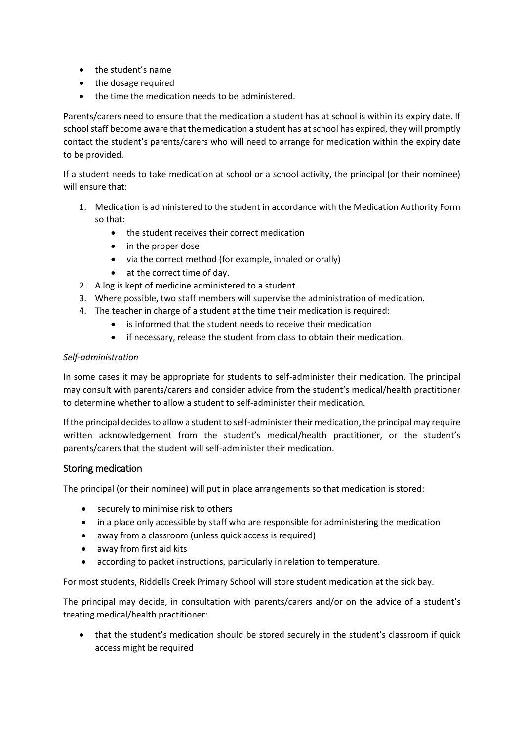- the student's name
- the dosage required
- the time the medication needs to be administered.

Parents/carers need to ensure that the medication a student has at school is within its expiry date. If school staff become aware that the medication a student has at school has expired, they will promptly contact the student's parents/carers who will need to arrange for medication within the expiry date to be provided.

If a student needs to take medication at school or a school activity, the principal (or their nominee) will ensure that:

1. Medication is administered to the student in accordance with the Medication Authority Form so that:
    - the student receives their correct medication
    - in the proper dose
    - via the correct method (for example, inhaled or orally)
    - at the correct time of day.
2. A log is kept of medicine administered to a student.
3. Where possible, two staff members will supervise the administration of medication.
4. The teacher in charge of a student at the time their medication is required:
    - is informed that the student needs to receive their medication
    - if necessary, release the student from class to obtain their medication.

*Self-administration*

In some cases it may be appropriate for students to self-administer their medication. The principal may consult with parents/carers and consider advice from the student's medical/health practitioner to determine whether to allow a student to self-administer their medication.

If the principal decides to allow a student to self-administer their medication, the principal may require written acknowledgement from the student's medical/health practitioner, or the student's parents/carers that the student will self-administer their medication.

## Storing medication

The principal (or their nominee) will put in place arrangements so that medication is stored:

- securely to minimise risk to others
- in a place only accessible by staff who are responsible for administering the medication
- away from a classroom (unless quick access is required)
- away from first aid kits
- according to packet instructions, particularly in relation to temperature.

For most students, Riddells Creek Primary School will store student medication at the sick bay.

The principal may decide, in consultation with parents/carers and/or on the advice of a student's treating medical/health practitioner:

- that the student's medication should be stored securely in the student's classroom if quick access might be required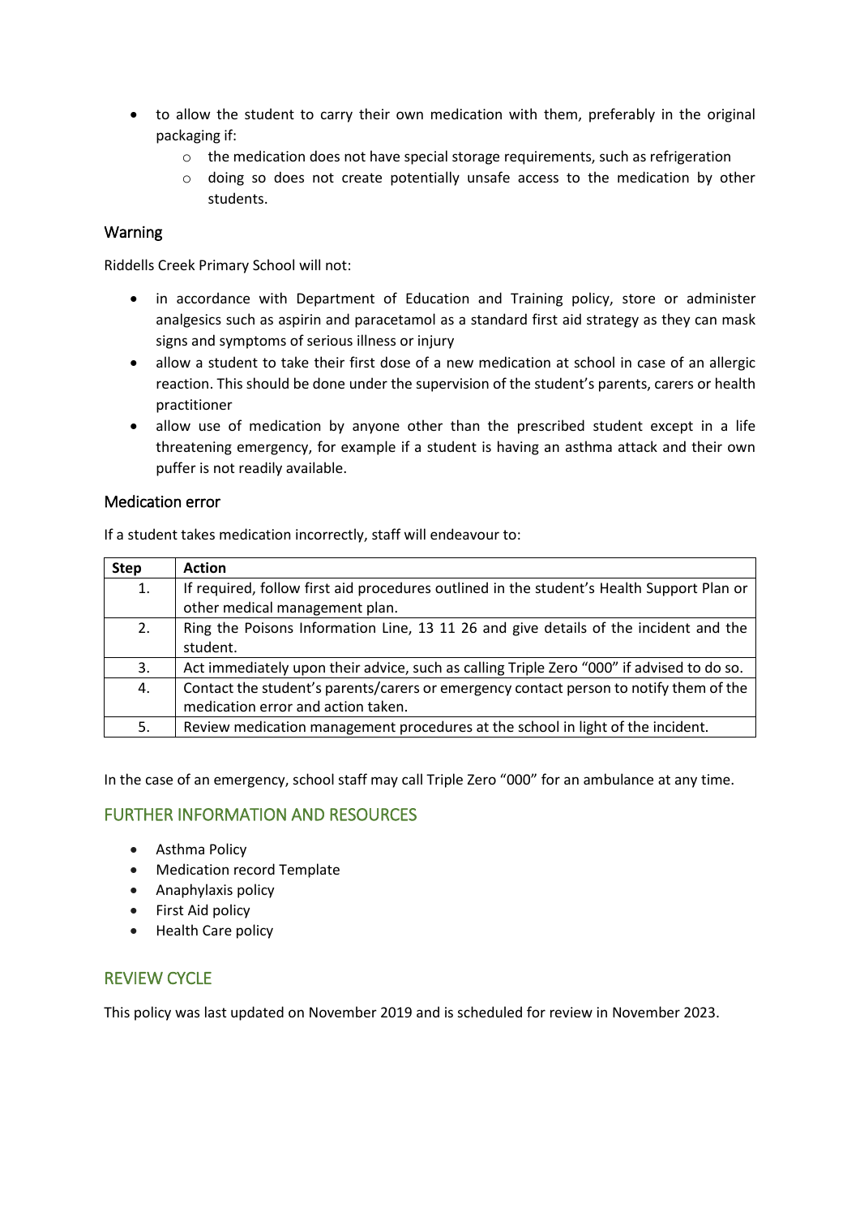- to allow the student to carry their own medication with them, preferably in the original packaging if:
  - the medication does not have special storage requirements, such as refrigeration
  - doing so does not create potentially unsafe access to the medication by other students.

### Warning

Riddells Creek Primary School will not:

- in accordance with Department of Education and Training policy, store or administer analgesics such as aspirin and paracetamol as a standard first aid strategy as they can mask signs and symptoms of serious illness or injury
- allow a student to take their first dose of a new medication at school in case of an allergic reaction. This should be done under the supervision of the student's parents, carers or health practitioner
- allow use of medication by anyone other than the prescribed student except in a life threatening emergency, for example if a student is having an asthma attack and their own puffer is not readily available.

### Medication error

If a student takes medication incorrectly, staff will endeavour to:

| Step | Action |
|---|---|
| 1. | If required, follow first aid procedures outlined in the student's Health Support Plan or other medical management plan. |
| 2. | Ring the Poisons Information Line, 13 11 26 and give details of the incident and the student. |
| 3. | Act immediately upon their advice, such as calling Triple Zero "000" if advised to do so. |
| 4. | Contact the student's parents/carers or emergency contact person to notify them of the medication error and action taken. |
| 5. | Review medication management procedures at the school in light of the incident. |

In the case of an emergency, school staff may call Triple Zero "000" for an ambulance at any time.

## FURTHER INFORMATION AND RESOURCES

- Asthma Policy
- Medication record Template
- Anaphylaxis policy
- First Aid policy
- Health Care policy

## REVIEW CYCLE

This policy was last updated on November 2019 and is scheduled for review in November 2023.